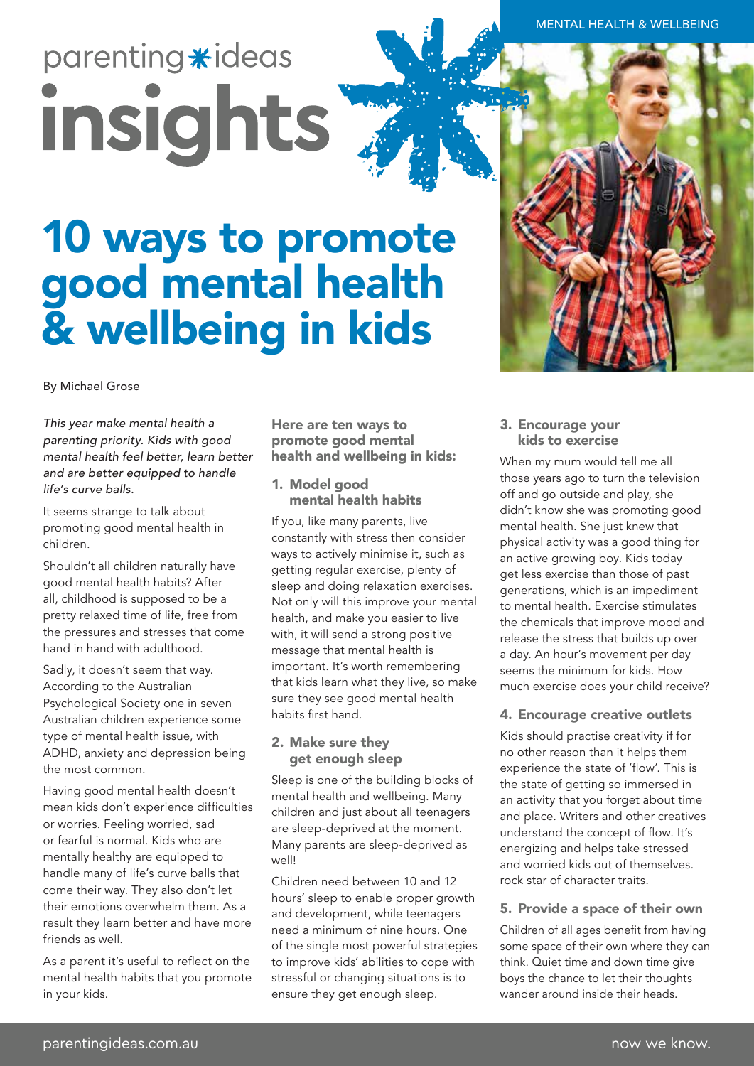parenting ideas

insights

# 10 ways to promote good mental health & wellbeing in kids

By Michael Grose

*This year make mental health a parenting priority. Kids with good mental health feel better, learn better and are better equipped to handle life's curve balls.*

It seems strange to talk about promoting good mental health in children.

Shouldn't all children naturally have good mental health habits? After all, childhood is supposed to be a pretty relaxed time of life, free from the pressures and stresses that come hand in hand with adulthood.

Sadly, it doesn't seem that way. According to the Australian Psychological Society one in seven Australian children experience some type of mental health issue, with ADHD, anxiety and depression being the most common.

Having good mental health doesn't mean kids don't experience difficulties or worries. Feeling worried, sad or fearful is normal. Kids who are mentally healthy are equipped to handle many of life's curve balls that come their way. They also don't let their emotions overwhelm them. As a result they learn better and have more friends as well.

As a parent it's useful to reflect on the mental health habits that you promote in your kids.

## Here are ten ways to promote good mental health and wellbeing in kids:

### 1. Model good mental health habits

If you, like many parents, live constantly with stress then consider ways to actively minimise it, such as getting regular exercise, plenty of sleep and doing relaxation exercises. Not only will this improve your mental health, and make you easier to live with, it will send a strong positive message that mental health is important. It's worth remembering that kids learn what they live, so make sure they see good mental health habits first hand.

### 2. Make sure they get enough sleep

Sleep is one of the building blocks of mental health and wellbeing. Many children and just about all teenagers are sleep-deprived at the moment. Many parents are sleep-deprived as well!

Children need between 10 and 12 hours' sleep to enable proper growth and development, while teenagers need a minimum of nine hours. One of the single most powerful strategies to improve kids' abilities to cope with stressful or changing situations is to ensure they get enough sleep.

### 3. Encourage your kids to exercise

When my mum would tell me all those years ago to turn the television off and go outside and play, she didn't know she was promoting good mental health. She just knew that physical activity was a good thing for an active growing boy. Kids today get less exercise than those of past generations, which is an impediment to mental health. Exercise stimulates the chemicals that improve mood and release the stress that builds up over a day. An hour's movement per day seems the minimum for kids. How much exercise does your child receive?

### 4. Encourage creative outlets

Kids should practise creativity if for no other reason than it helps them experience the state of 'flow'. This is the state of getting so immersed in an activity that you forget about time and place. Writers and other creatives understand the concept of flow. It's energizing and helps take stressed and worried kids out of themselves. rock star of character traits.

### 5. Provide a space of their own

Children of all ages benefit from having some space of their own where they can think. Quiet time and down time give boys the chance to let their thoughts wander around inside their heads.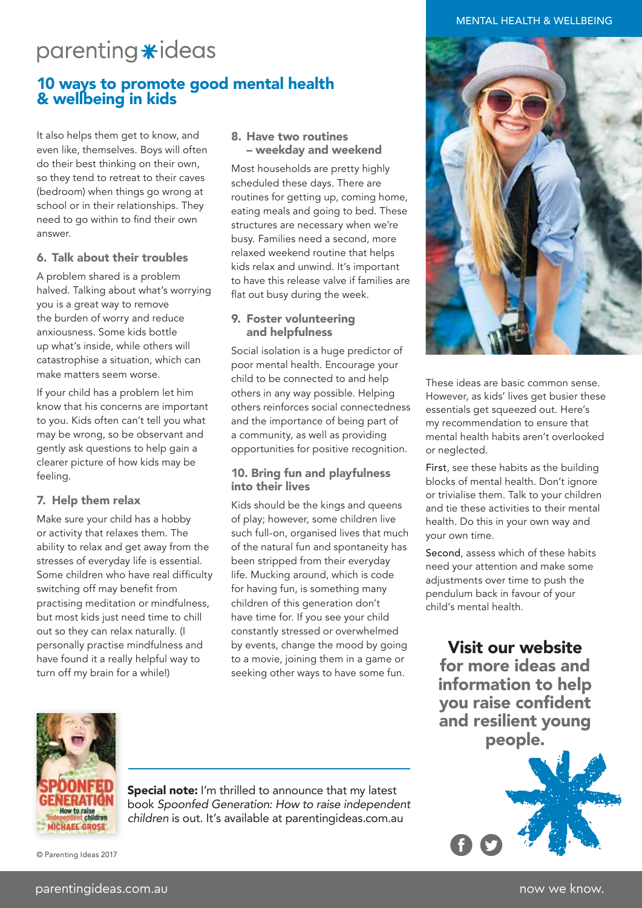# 10 ways to promote good mental health & wellbeing in kids

It also helps them get to know, and even like, themselves. Boys will often do their best thinking on their own, so they tend to retreat to their caves (bedroom) when things go wrong at school or in their relationships. They need to go within to find their own answer.

## 6. Talk about their troubles

A problem shared is a problem halved. Talking about what's worrying you is a great way to remove the burden of worry and reduce anxiousness. Some kids bottle up what's inside, while others will catastrophise a situation, which can make matters seem worse.

If your child has a problem let him know that his concerns are important to you. Kids often can't tell you what may be wrong, so be observant and gently ask questions to help gain a clearer picture of how kids may be feeling.

## 7. Help them relax

Make sure your child has a hobby or activity that relaxes them. The ability to relax and get away from the stresses of everyday life is essential. Some children who have real difficulty switching off may benefit from practising meditation or mindfulness, but most kids just need time to chill out so they can relax naturally. (I personally practise mindfulness and have found it a really helpful way to turn off my brain for a while!)

## 8. Have two routines – weekday and weekend

Most households are pretty highly scheduled these days. There are routines for getting up, coming home, eating meals and going to bed. These structures are necessary when we're busy. Families need a second, more relaxed weekend routine that helps kids relax and unwind. It's important to have this release valve if families are flat out busy during the week.

## 9. Foster volunteering and helpfulness

Social isolation is a huge predictor of poor mental health. Encourage your child to be connected to and help others in any way possible. Helping others reinforces social connectedness and the importance of being part of a community, as well as providing opportunities for positive recognition.

## 10. Bring fun and playfulness into their lives

Kids should be the kings and queens of play; however, some children live such full-on, organised lives that much of the natural fun and spontaneity has been stripped from their everyday life. Mucking around, which is code for having fun, is something many children of this generation don't have time for. If you see your child constantly stressed or overwhelmed by events, change the mood by going to a movie, joining them in a game or seeking other ways to have some fun.

These ideas are basic common sense. However, as kids' lives get busier these essentials get squeezed out. Here's my recommendation to ensure that mental health habits aren't overlooked or neglected.

First, see these habits as the building blocks of mental health. Don't ignore or trivialise them. Talk to your children and tie these activities to their mental health. Do this in your own way and your own time.

Second, assess which of these habits need your attention and make some adjustments over time to push the pendulum back in favour of your child's mental health.

**Special note:** I'm thrilled to announce that my latest book *Spoonfed Generation: How to raise independent children* is out. It's available at parentingideas.com.au

**Visit our website for more ideas and information to help you raise confident and resilient young people.**

© Parenting Ideas 2017